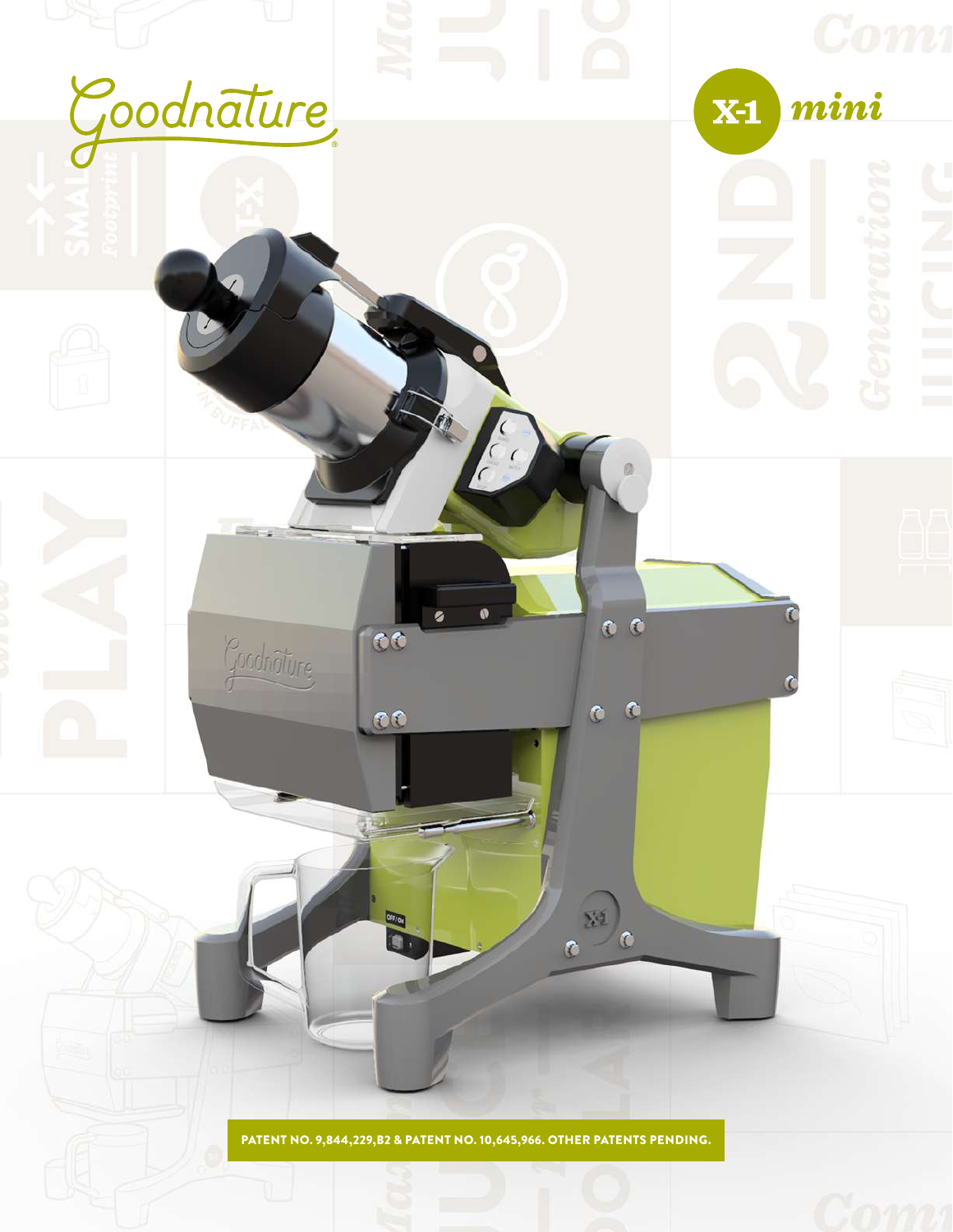# Goodnature

**X-1 mini**

**PATENT NO. 9,844,229,B2 & PATENT NO. 10,645,966. OTHER PATENTS PENDING.**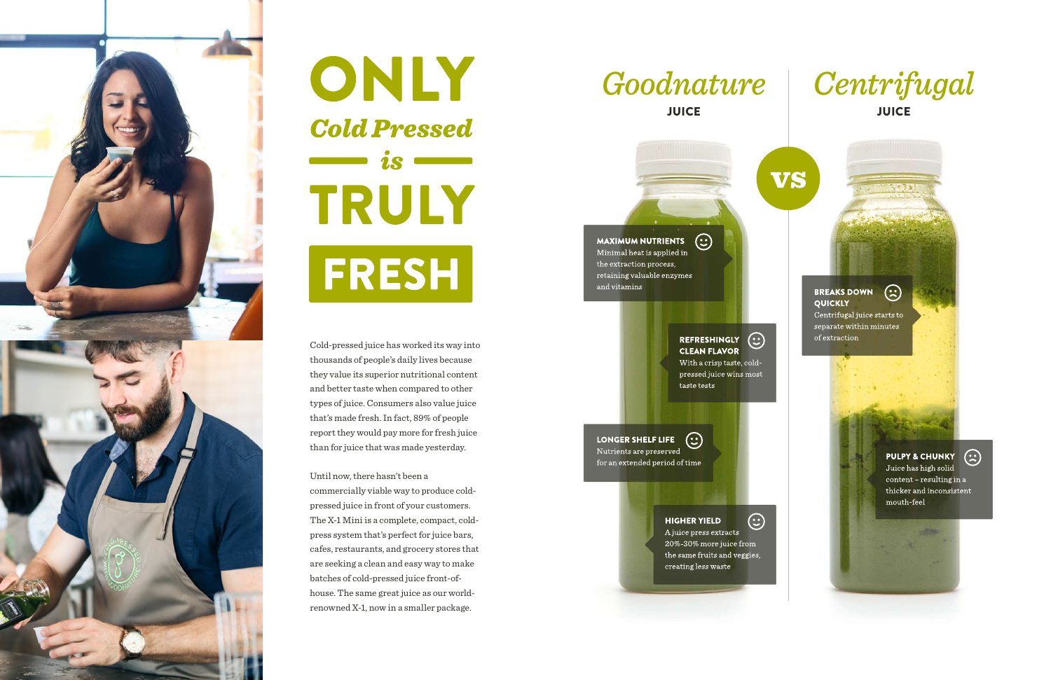# ONLY *Cold Pressed* is TRULY FRESH

Cold-pressed juice has worked its way into thousands of people's daily lives because they value its superior nutritional content and better taste when compared to other types of juice. Consumers also value juice that's made fresh. In fact, 89% of people report they would pay more for fresh juice than for juice that was made yesterday.

Until now, there hasn't been a commercially viable way to produce cold-pressed juice in front of your customers. The X-1 Mini is a complete, compact, cold-press system that's perfect for juice bars, cafes, restaurants, and grocery stores that are seeking a clean and easy way to make batches of cold-pressed juice front-of-house. The same great juice as our world-renowned X-1, now in a smaller package.

## *Goodnature* JUICE vs *Centrifugal* JUICE

### Goodnature Juice

**MAXIMUM NUTRIENTS**
Minimal heat is applied in the extraction process, retaining valuable enzymes and vitamins

**REFRESHINGLY CLEAN FLAVOR**
With a crisp taste, cold-pressed juice wins most taste tests

**LONGER SHELF LIFE**
Nutrients are preserved for an extended period of time

**HIGHER YIELD**
A juice press extracts 20%-30% more juice from the same fruits and veggies, creating less waste

### Centrifugal Juice

**BREAKS DOWN QUICKLY**
Centrifugal juice starts to separate within minutes of extraction

**PULPY & CHUNKY**
Juice has high solid content – resulting in a thicker and inconsistent mouth-feel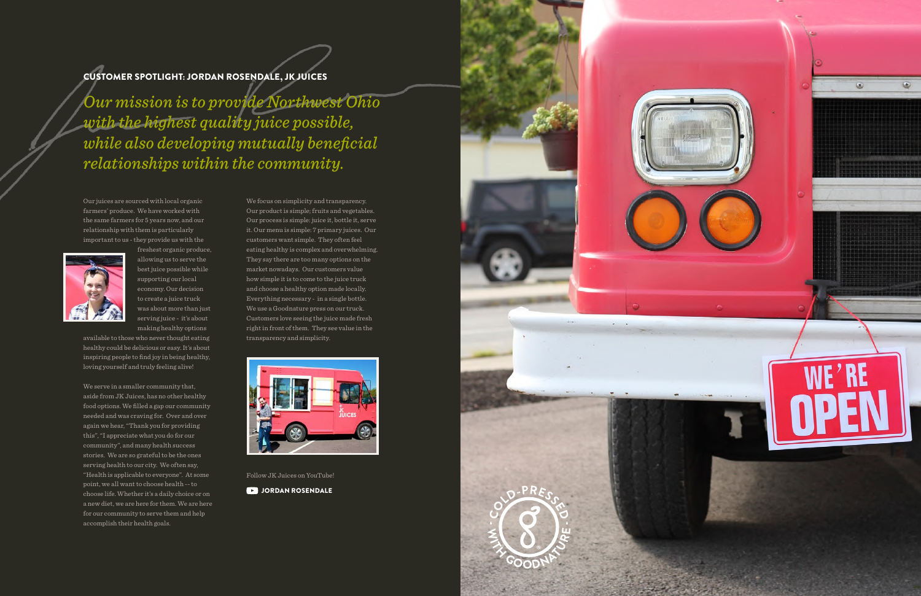## CUSTOMER SPOTLIGHT: JORDAN ROSENDALE, JK JUICES

*Our mission is to provide Northwest Ohio with the highest quality juice possible, while also developing mutually beneficial relationships within the community.*

Our juices are sourced with local organic farmers' produce. We have worked with the same farmers for 5 years now, and our relationship with them is particularly important to us - they provide us with the freshest organic produce, allowing us to serve the best juice possible while supporting our local economy. Our decision to create a juice truck was about more than just serving juice - it's about making healthy options available to those who never thought eating healthy could be delicious or easy. It's about inspiring people to find joy in being healthy, loving yourself and truly feeling alive!

We serve in a smaller community that, aside from JK Juices, has no other healthy food options. We filled a gap our community needed and was craving for. Over and over again we hear, "Thank you for providing this", "I appreciate what you do for our community", and many health success stories. We are so grateful to be the ones serving health to our city. We often say, "Health is applicable to everyone". At some point, we all want to choose health -- to choose life. Whether it's a daily choice or on a new diet, we are here for them. We are here for our community to serve them and help accomplish their health goals.

We focus on simplicity and transparency. Our product is simple; fruits and vegetables. Our process is simple: juice it, bottle it, serve it. Our menu is simple: 7 primary juices. Our customers want simple. They often feel eating healthy is complex and overwhelming. They say there are too many options on the market nowadays. Our customers value how simple it is to come to the juice truck and choose a healthy option made locally. Everything necessary - in a single bottle. We use a Goodnature press on our truck. Customers love seeing the juice made fresh right in front of them. They see value in the transparency and simplicity.

Follow JK Juices on YouTube!

**JORDAN ROSENDALE**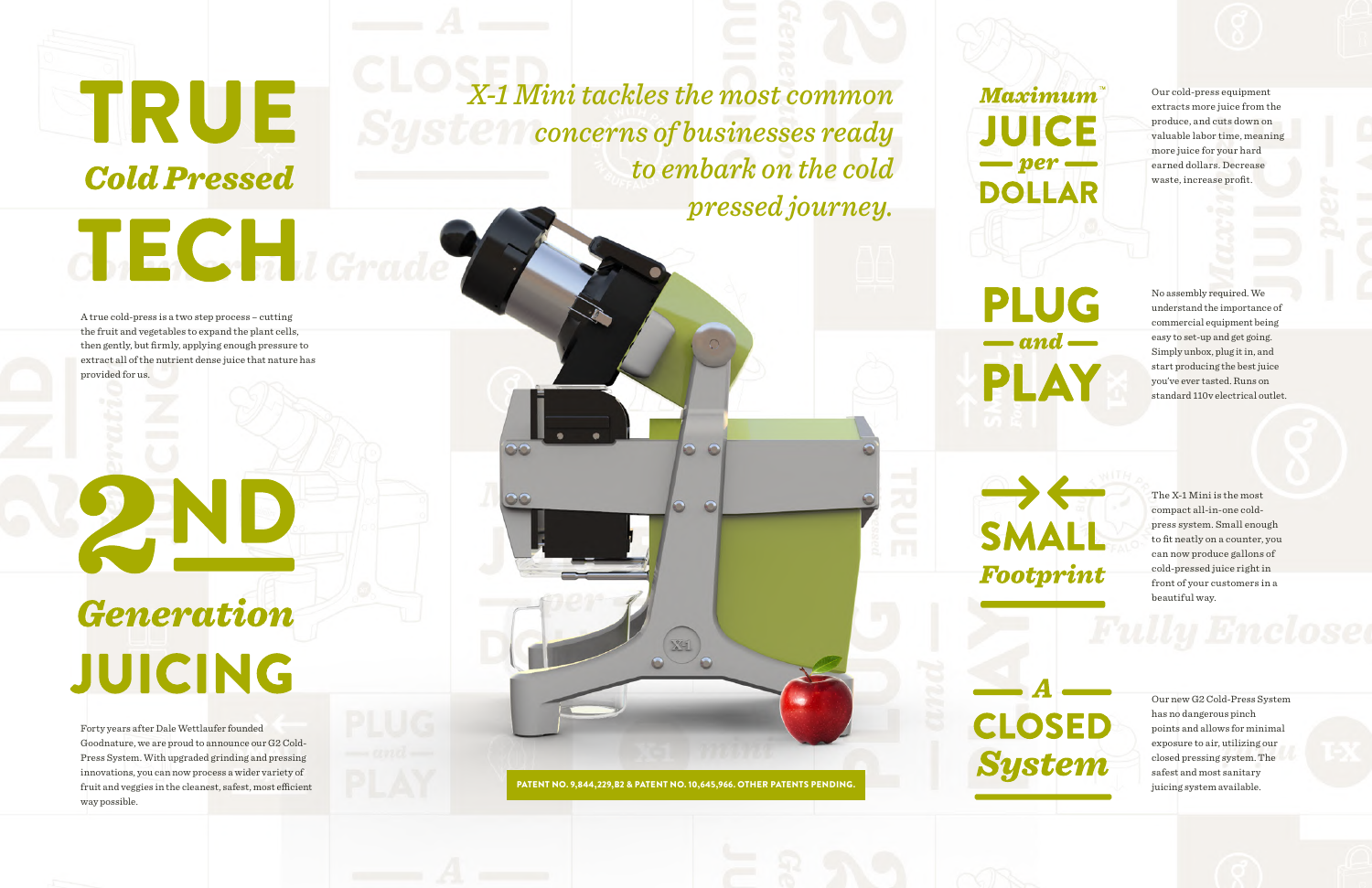# TRUE *Cold Pressed* TECH

A true cold-press is a two step process – cutting the fruit and vegetables to expand the plant cells, then gently, but firmly, applying enough pressure to extract all of the nutrient dense juice that nature has provided for us.

# 2ND *Generation* JUICING

Forty years after Dale Wettlaufer founded Goodnature, we are proud to announce our G2 Cold-Press System. With upgraded grinding and pressing innovations, you can now process a wider variety of fruit and veggies in the cleanest, safest, most efficient way possible.

*X-1 Mini tackles the most common concerns of businesses ready to embark on the cold pressed journey.*

PATENT NO. 9,844,229,B2 & PATENT NO. 10,645,966. OTHER PATENTS PENDING.

## *Maximum*™ JUICE *per* DOLLAR

Our cold-press equipment extracts more juice from the produce, and cuts down on valuable labor time, meaning more juice for your hard earned dollars. Decrease waste, increase profit.

## PLUG *and* PLAY

No assembly required. We understand the importance of commercial equipment being easy to set-up and get going. Simply unbox, plug it in, and start producing the best juice you've ever tasted. Runs on standard 110v electrical outlet.

## SMALL *Footprint*

The X-1 Mini is the most compact all-in-one cold-press system. Small enough to fit neatly on a counter, you can now produce gallons of cold-pressed juice right in front of your customers in a beautiful way.

## *A* CLOSED *System*

Our new G2 Cold-Press System has no dangerous pinch points and allows for minimal exposure to air, utilizing our closed pressing system. The safest and most sanitary juicing system available.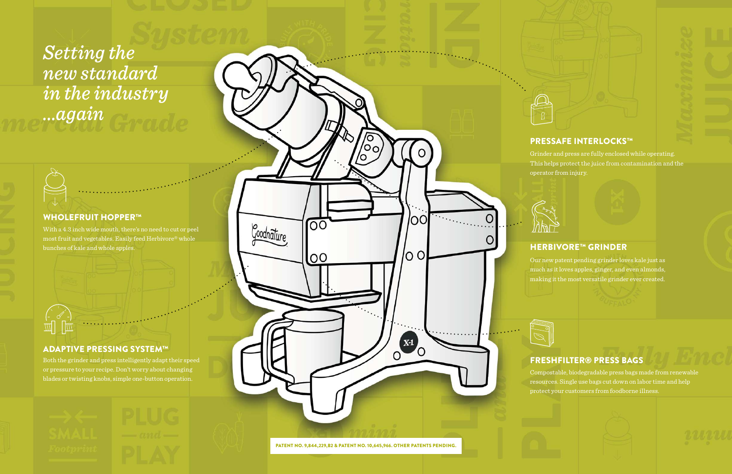*Setting the new standard in the industry ...again*

## WHOLEFRUIT HOPPER™

With a 4.3 inch wide mouth, there's no need to cut or peel most fruit and vegetables. Easily feed Herbivore® whole bunches of kale and whole apples.

## ADAPTIVE PRESSING SYSTEM™

Both the grinder and press intelligently adapt their speed or pressure to your recipe. Don't worry about changing blades or twisting knobs, simple one-button operation.

## PRESSAFE INTERLOCKS™

Grinder and press are fully enclosed while operating. This helps protect the juice from contamination and the operator from injury.

## HERBIVORE™ GRINDER

Our new patent pending grinder loves kale just as much as it loves apples, ginger, and even almonds, making it the most versatile grinder ever created.

## FRESHFILTER® PRESS BAGS

Compostable, biodegradable press bags made from renewable resources. Single use bags cut down on labor time and help protect your customers from foodborne illness.

PATENT NO. 9,844,229,B2 & PATENT NO. 10,645,966. OTHER PATENTS PENDING.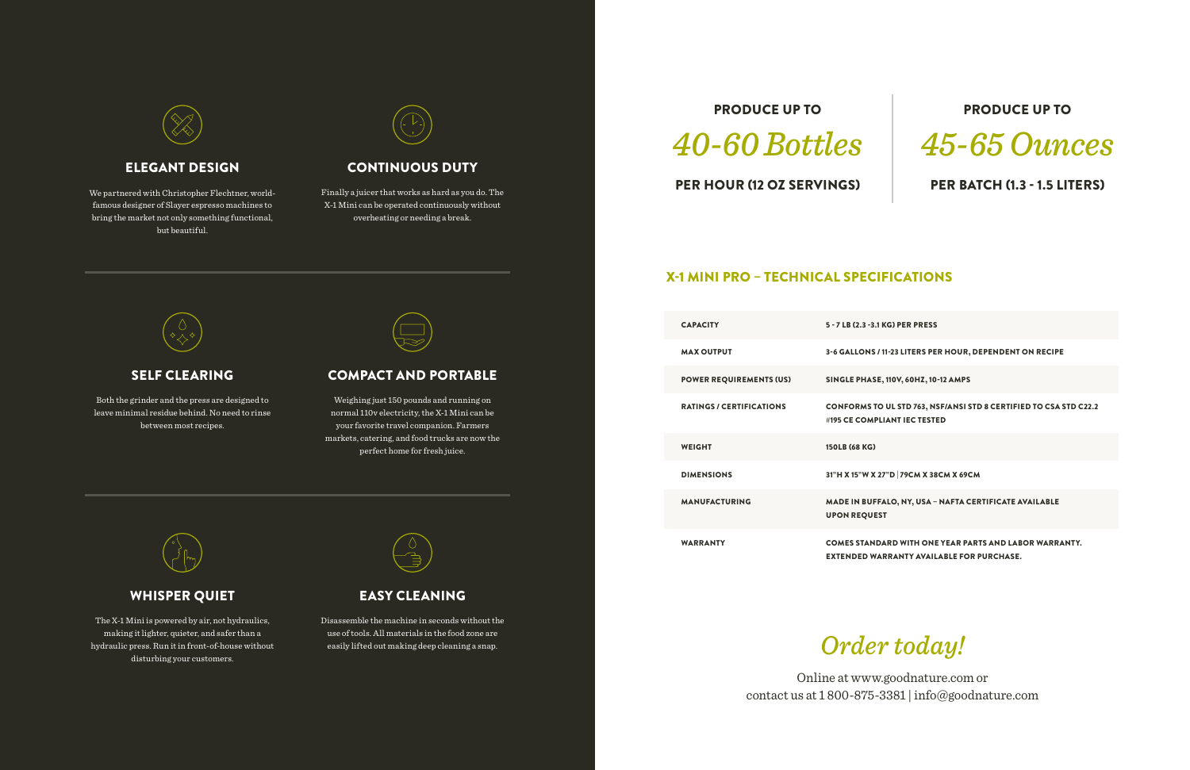### ELEGANT DESIGN

We partnered with Christopher Flechtner, world-famous designer of Slayer espresso machines to bring the market not only something functional, but beautiful.

### CONTINUOUS DUTY

Finally a juicer that works as hard as you do. The X-1 Mini can be operated continuously without overheating or needing a break.

### SELF CLEARING

Both the grinder and the press are designed to leave minimal residue behind. No need to rinse between most recipes.

### COMPACT AND PORTABLE

Weighing just 150 pounds and running on normal 110v electricity, the X-1 Mini can be your favorite travel companion. Farmers markets, catering, and food trucks are now the perfect home for fresh juice.

### WHISPER QUIET

The X-1 Mini is powered by air, not hydraulics, making it lighter, quieter, and safer than a hydraulic press. Run it in front-of-house without disturbing your customers.

### EASY CLEANING

Disassemble the machine in seconds without the use of tools. All materials in the food zone are easily lifted out making deep cleaning a snap.

**PRODUCE UP TO**

*40-60 Bottles*

**PER HOUR (12 OZ SERVINGS)**

**PRODUCE UP TO**

*45-65 Ounces*

**PER BATCH (1.3 - 1.5 LITERS)**

## X-1 MINI PRO – TECHNICAL SPECIFICATIONS

| | |
|---|---|
| CAPACITY | 5 - 7 LB (2.3 -3.1 KG) PER PRESS |
| MAX OUTPUT | 3-6 GALLONS / 11-23 LITERS PER HOUR, DEPENDENT ON RECIPE |
| POWER REQUIREMENTS (US) | SINGLE PHASE, 110V, 60HZ, 10-12 AMPS |
| RATINGS / CERTIFICATIONS | CONFORMS TO UL STD 763, NSF/ANSI STD 8 CERTIFIED TO CSA STD C22.2 #195 CE COMPLIANT IEC TESTED |
| WEIGHT | 150LB (68 KG) |
| DIMENSIONS | 31"H X 15"W X 27"D \| 79CM X 38CM X 69CM |
| MANUFACTURING | MADE IN BUFFALO, NY, USA – NAFTA CERTIFICATE AVAILABLE UPON REQUEST |
| WARRANTY | COMES STANDARD WITH ONE YEAR PARTS AND LABOR WARRANTY. EXTENDED WARRANTY AVAILABLE FOR PURCHASE. |

*Order today!*

Online at www.goodnature.com or
contact us at 1 800-875-3381 | info@goodnature.com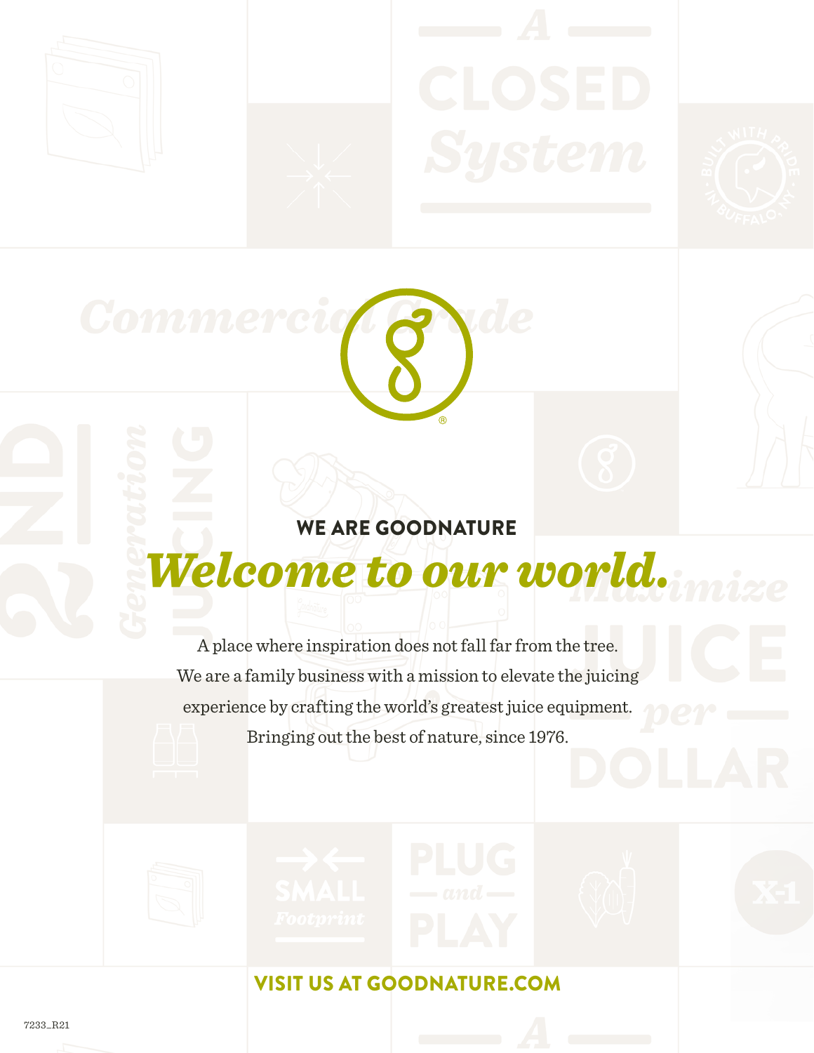## WE ARE GOODNATURE

# *Welcome to our world.*

A place where inspiration does not fall far from the tree.
We are a family business with a mission to elevate the juicing experience by crafting the world's greatest juice equipment.
Bringing out the best of nature, since 1976.

**VISIT US AT GOODNATURE.COM**

7233_R21